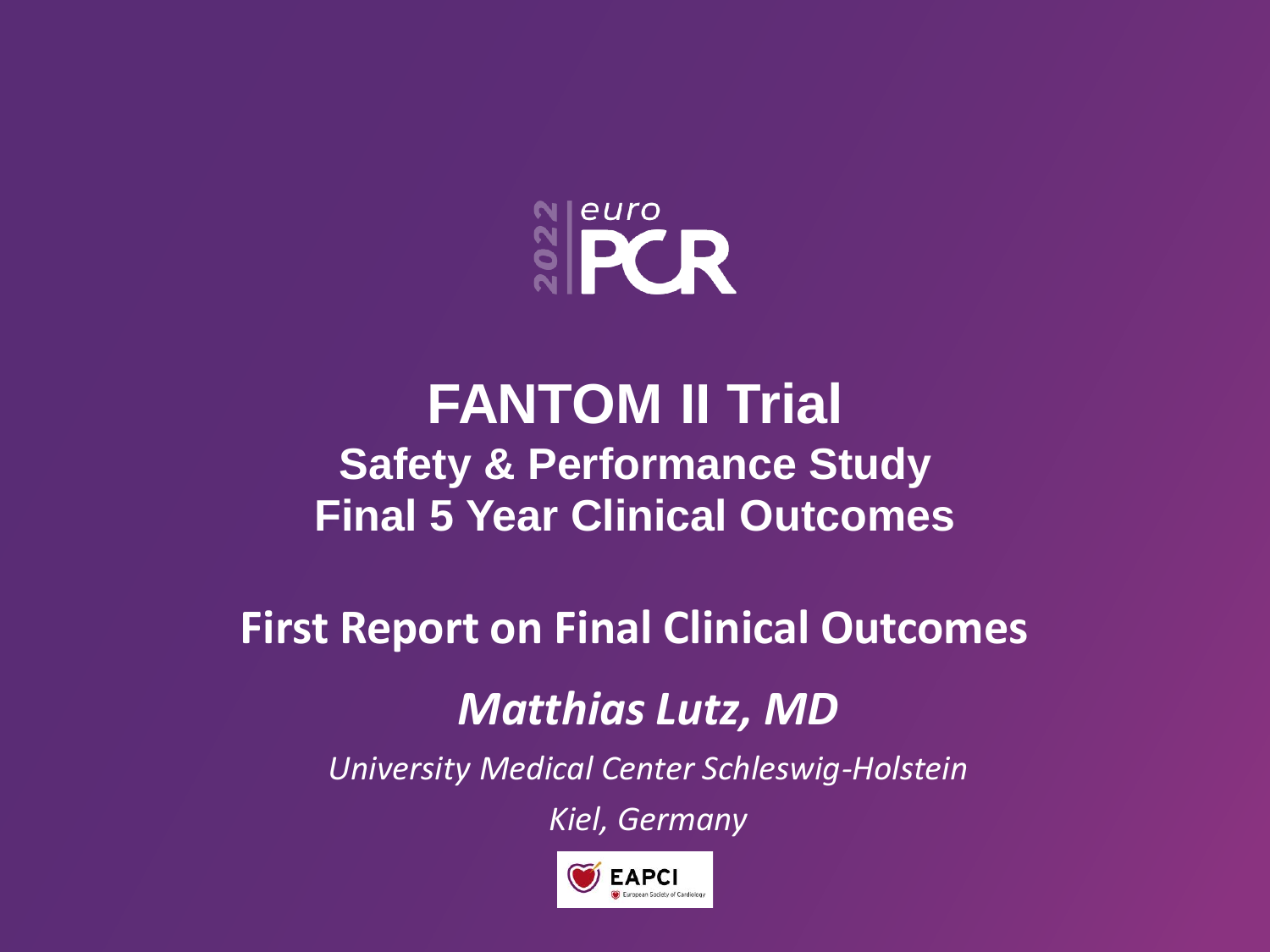2022 euro PCR

# FANTOM II Trial

## Safety & Performance Study
## Final 5 Year Clinical Outcomes

**First Report on Final Clinical Outcomes**

***Matthias Lutz, MD***

*University Medical Center Schleswig-Holstein*

*Kiel, Germany*

EAPCI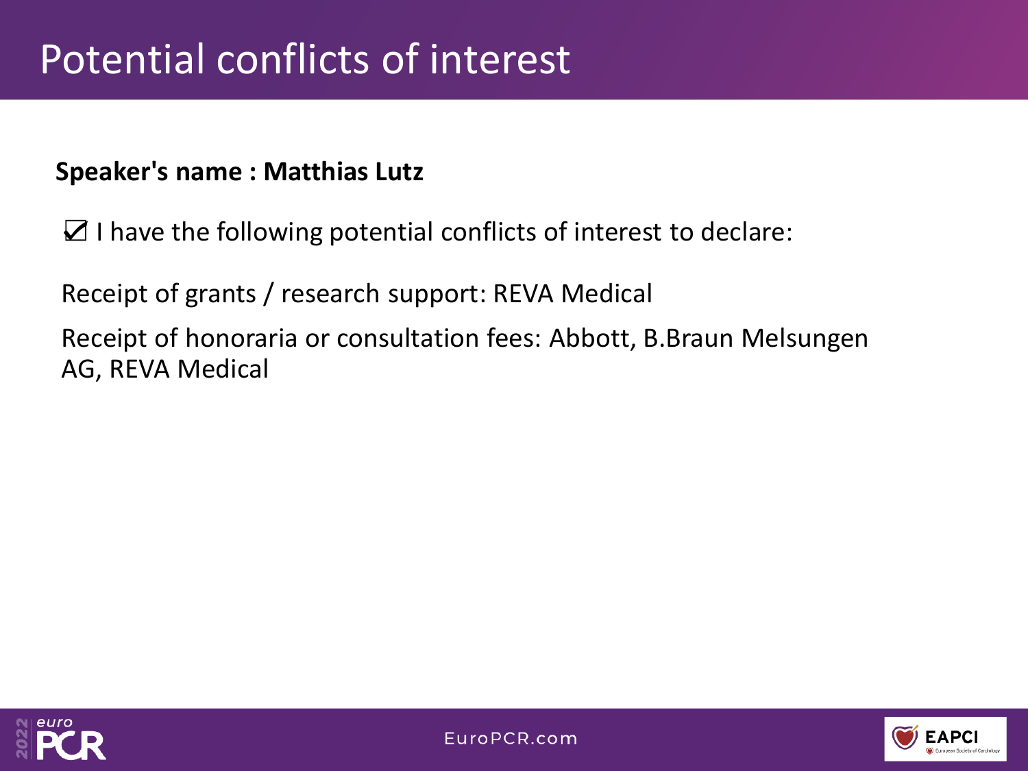# Potential conflicts of interest

**Speaker's name : Matthias Lutz**

☑ I have the following potential conflicts of interest to declare:

Receipt of grants / research support: REVA Medical

Receipt of honoraria or consultation fees: Abbott, B.Braun Melsungen AG, REVA Medical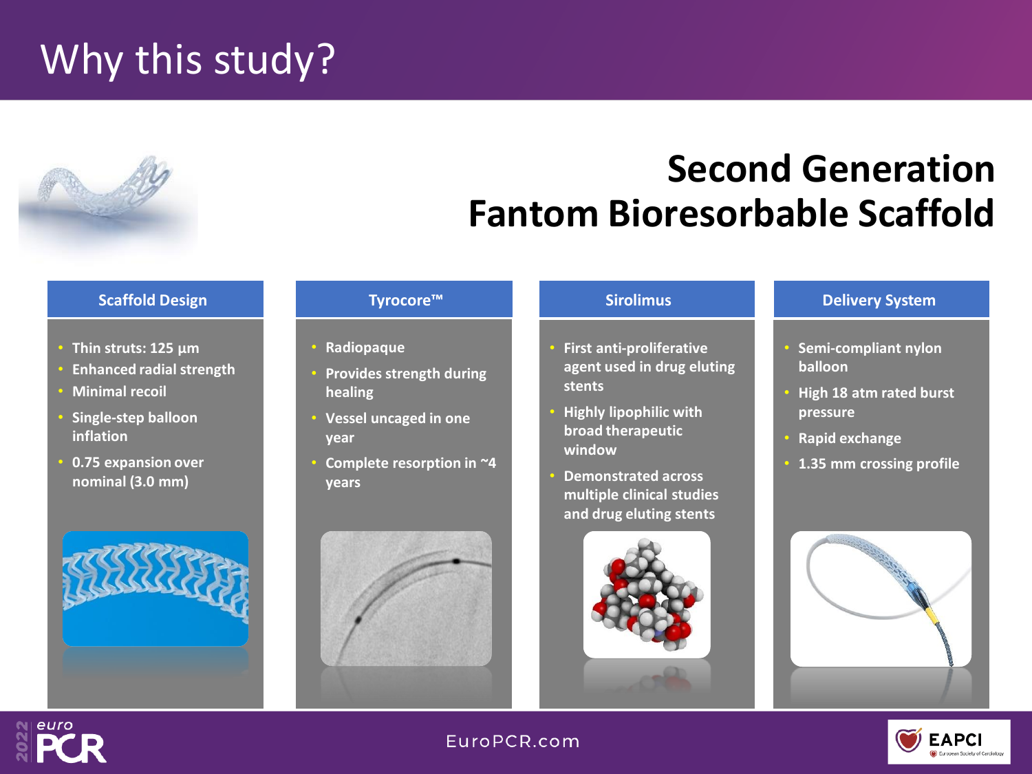# Why this study?

## Second Generation Fantom Bioresorbable Scaffold

### Scaffold Design

- Thin struts: 125 µm
- Enhanced radial strength
- Minimal recoil
- Single-step balloon inflation
- 0.75 expansion over nominal (3.0 mm)

### Tyrocore™

- Radiopaque
- Provides strength during healing
- Vessel uncaged in one year
- Complete resorption in ~4 years

### Sirolimus

- First anti-proliferative agent used in drug eluting stents
- Highly lipophilic with broad therapeutic window
- Demonstrated across multiple clinical studies and drug eluting stents

### Delivery System

- Semi-compliant nylon balloon
- High 18 atm rated burst pressure
- Rapid exchange
- 1.35 mm crossing profile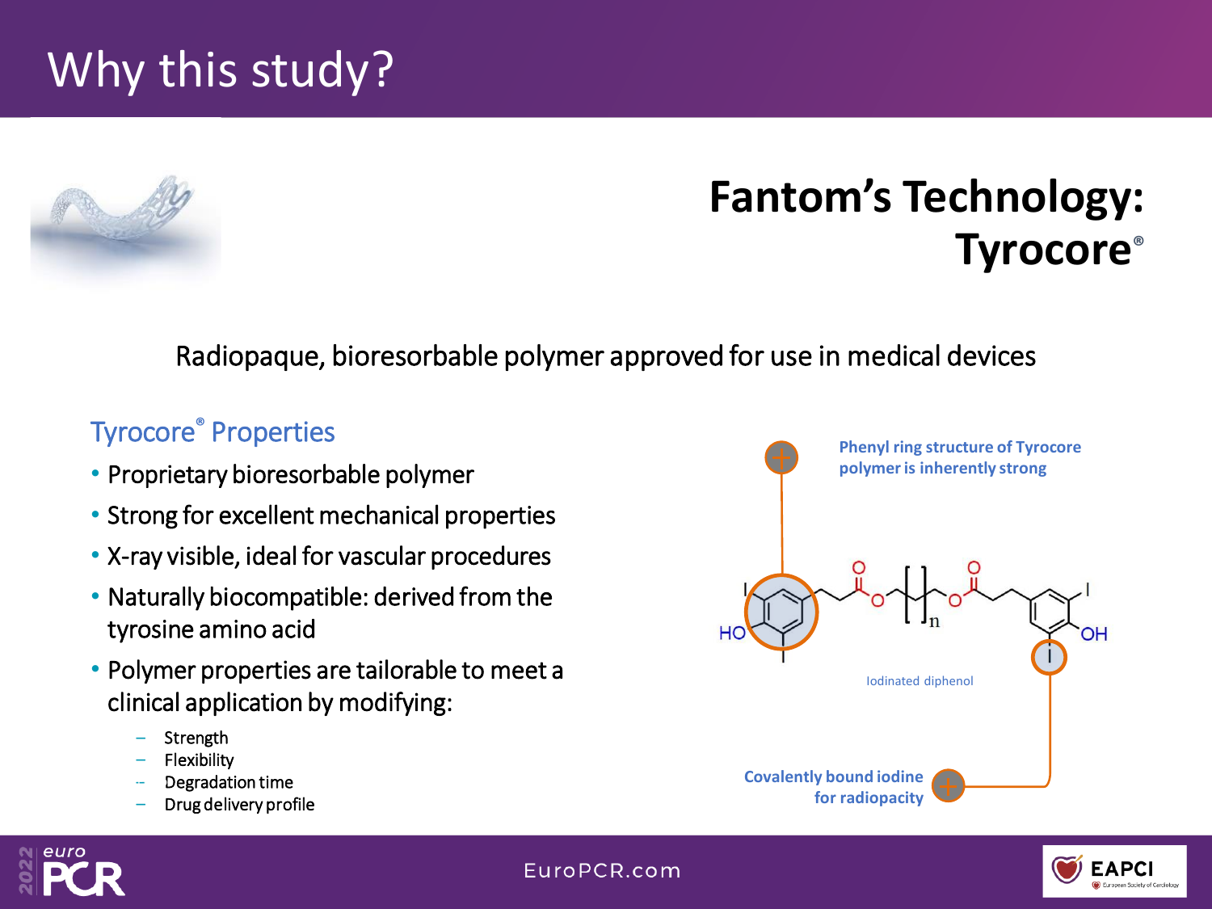# Why this study?

## Fantom's Technology: Tyrocore®

Radiopaque, bioresorbable polymer approved for use in medical devices

### Tyrocore® Properties

- Proprietary bioresorbable polymer
- Strong for excellent mechanical properties
- X-ray visible, ideal for vascular procedures
- Naturally biocompatible: derived from the tyrosine amino acid
- Polymer properties are tailorable to meet a clinical application by modifying:
  - Strength
  - Flexibility
  - Degradation time
  - Drug delivery profile

**Phenyl ring structure of Tyrocore polymer is inherently strong**

Iodinated diphenol

**Covalently bound iodine for radiopacity**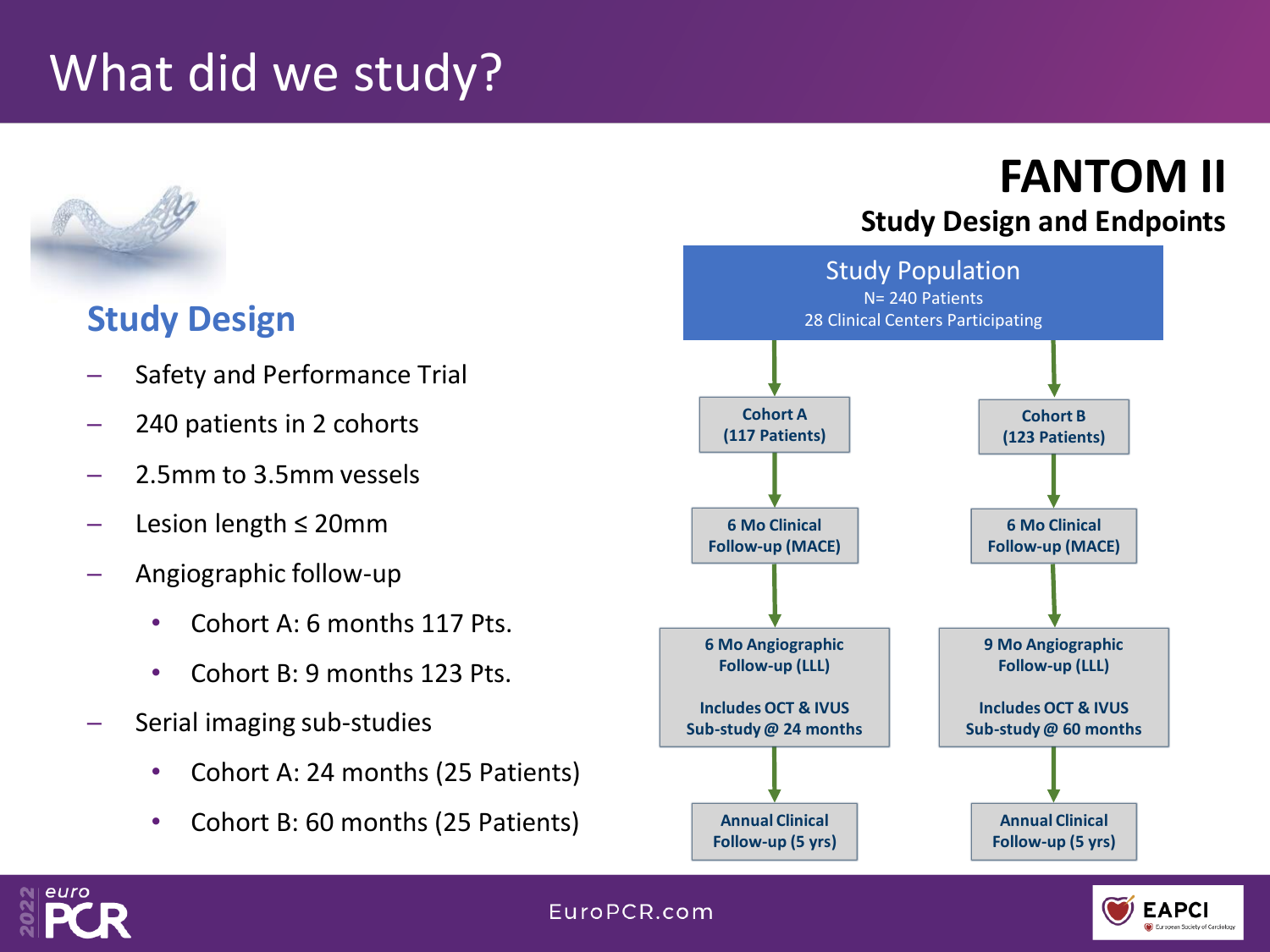# What did we study?

## FANTOM II

### Study Design and Endpoints

## Study Design

- Safety and Performance Trial
- 240 patients in 2 cohorts
- 2.5mm to 3.5mm vessels
- Lesion length ≤ 20mm
- Angiographic follow-up
  - Cohort A: 6 months 117 Pts.
  - Cohort B: 9 months 123 Pts.
- Serial imaging sub-studies
  - Cohort A: 24 months (25 Patients)
  - Cohort B: 60 months (25 Patients)

**Study Population**
N= 240 Patients
28 Clinical Centers Participating

| Cohort A (117 Patients) | Cohort B (123 Patients) |
| --- | --- |
| 6 Mo Clinical Follow-up (MACE) | 6 Mo Clinical Follow-up (MACE) |
| 6 Mo Angiographic Follow-up (LLL)<br><br>Includes OCT & IVUS Sub-study @ 24 months | 9 Mo Angiographic Follow-up (LLL)<br><br>Includes OCT & IVUS Sub-study @ 60 months |
| Annual Clinical Follow-up (5 yrs) | Annual Clinical Follow-up (5 yrs) |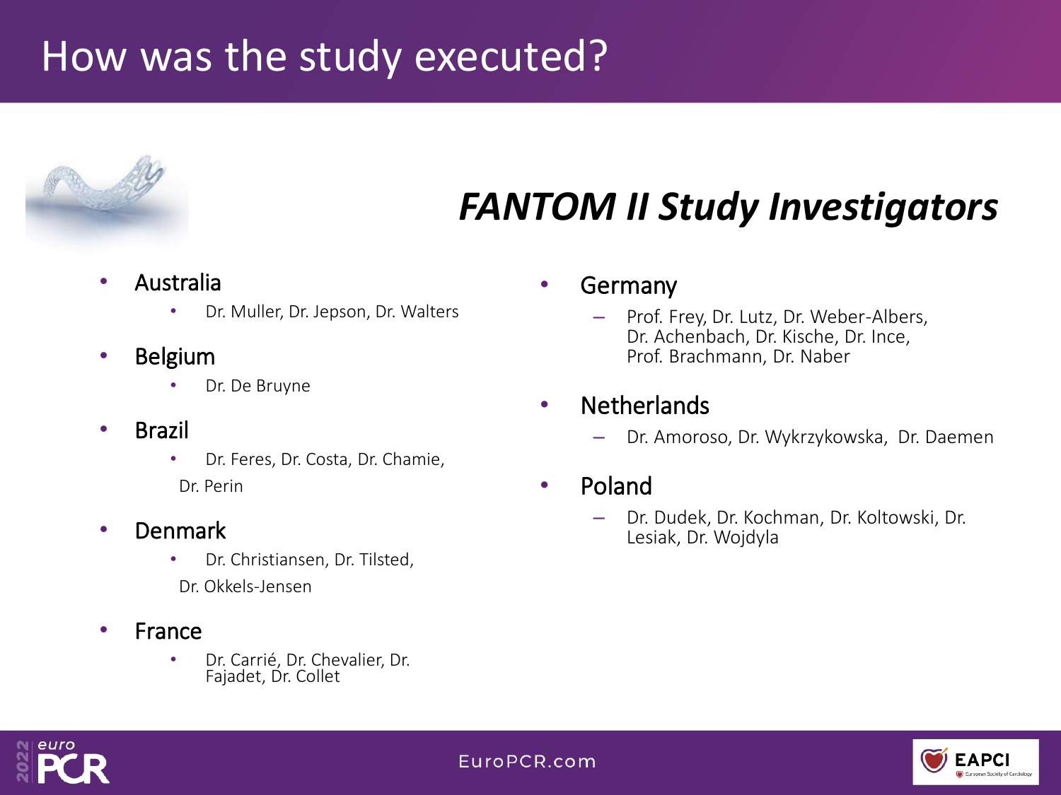# How was the study executed?

## *FANTOM II Study Investigators*

- Australia
  - Dr. Muller, Dr. Jepson, Dr. Walters
- Belgium
  - Dr. De Bruyne
- Brazil
  - Dr. Feres, Dr. Costa, Dr. Chamie, Dr. Perin
- Denmark
  - Dr. Christiansen, Dr. Tilsted, Dr. Okkels-Jensen
- France
  - Dr. Carrié, Dr. Chevalier, Dr. Fajadet, Dr. Collet
- Germany
  - Prof. Frey, Dr. Lutz, Dr. Weber-Albers, Dr. Achenbach, Dr. Kische, Dr. Ince, Prof. Brachmann, Dr. Naber
- Netherlands
  - Dr. Amoroso, Dr. Wykrzykowska, Dr. Daemen
- Poland
  - Dr. Dudek, Dr. Kochman, Dr. Koltowski, Dr. Lesiak, Dr. Wojdyla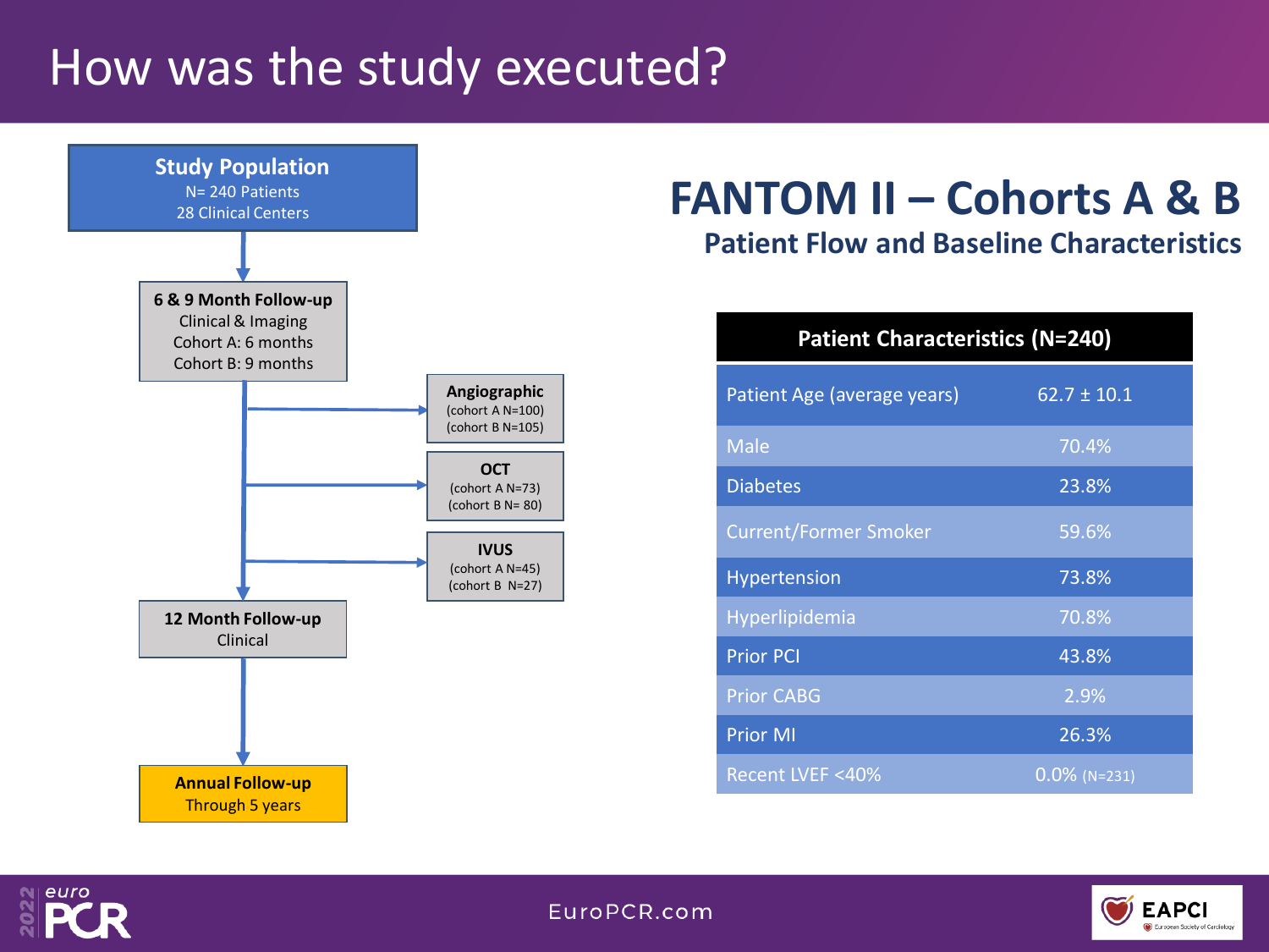# How was the study executed?

**Study Population**
N= 240 Patients
28 Clinical Centers

**6 & 9 Month Follow-up**
Clinical & Imaging
Cohort A: 6 months
Cohort B: 9 months

- **Angiographic** (cohort A N=100) (cohort B N=105)
- **OCT** (cohort A N=73) (cohort B N= 80)
- **IVUS** (cohort A N=45) (cohort B N=27)

**12 Month Follow-up**
Clinical

**Annual Follow-up**
Through 5 years

## FANTOM II – Cohorts A & B

### Patient Flow and Baseline Characteristics

| Patient Characteristics (N=240) | |
|---|---|
| Patient Age (average years) | 62.7 ± 10.1 |
| Male | 70.4% |
| Diabetes | 23.8% |
| Current/Former Smoker | 59.6% |
| Hypertension | 73.8% |
| Hyperlipidemia | 70.8% |
| Prior PCI | 43.8% |
| Prior CABG | 2.9% |
| Prior MI | 26.3% |
| Recent LVEF <40% | 0.0% (N=231) |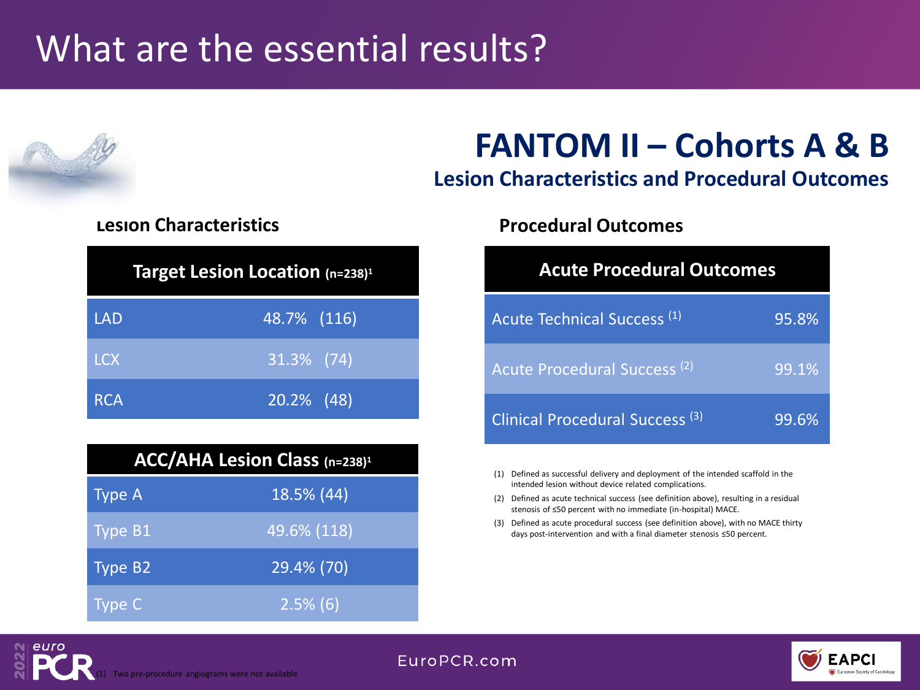# What are the essential results?

## FANTOM II – Cohorts A & B

### Lesion Characteristics and Procedural Outcomes

### Lesion Characteristics

| Target Lesion Location (n=238)[1] | |
|---|---|
| LAD | 48.7% (116) |
| LCX | 31.3% (74) |
| RCA | 20.2% (48) |

| ACC/AHA Lesion Class (n=238)[1] | |
|---|---|
| Type A | 18.5% (44) |
| Type B1 | 49.6% (118) |
| Type B2 | 29.4% (70) |
| Type C | 2.5% (6) |

### Procedural Outcomes

| Acute Procedural Outcomes | |
|---|---|
| Acute Technical Success (1) | 95.8% |
| Acute Procedural Success (2) | 99.1% |
| Clinical Procedural Success (3) | 99.6% |

(1) Defined as successful delivery and deployment of the intended scaffold in the intended lesion without device related complications.

(2) Defined as acute technical success (see definition above), resulting in a residual stenosis of ≤50 percent with no immediate (in-hospital) MACE.

(3) Defined as acute procedural success (see definition above), with no MACE thirty days post-intervention and with a final diameter stenosis ≤50 percent.

(1) Two pre-procedure angiograms were not available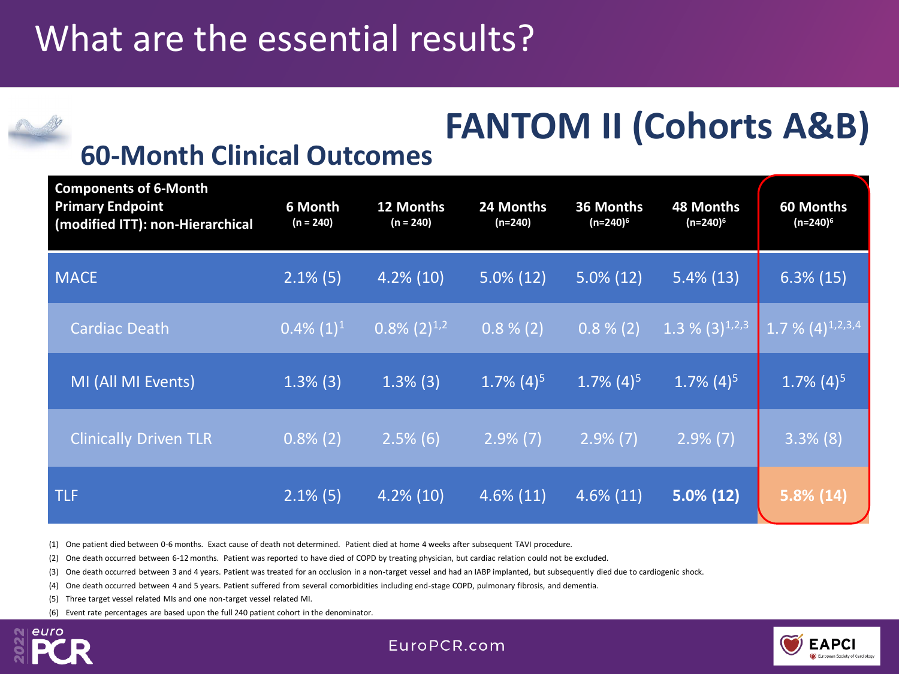# What are the essential results?

## FANTOM II (Cohorts A&B)

### 60-Month Clinical Outcomes

| Components of 6-Month Primary Endpoint (modified ITT): non-Hierarchical | 6 Month (n = 240) | 12 Months (n = 240) | 24 Months (n=240) | 36 Months (n=240)[6] | 48 Months (n=240)[6] | 60 Months (n=240)[6] |
|---|---|---|---|---|---|---|
| MACE | 2.1% (5) | 4.2% (10) | 5.0% (12) | 5.0% (12) | 5.4% (13) | 6.3% (15) |
| Cardiac Death | 0.4% (1)[1] | 0.8% (2)[1,2] | 0.8 % (2) | 0.8 % (2) | 1.3 % (3)[1,2,3] | 1.7 % (4)[1,2,3,4] |
| MI (All MI Events) | 1.3% (3) | 1.3% (3) | 1.7% (4)[5] | 1.7% (4)[5] | 1.7% (4)[5] | 1.7% (4)[5] |
| Clinically Driven TLR | 0.8% (2) | 2.5% (6) | 2.9% (7) | 2.9% (7) | 2.9% (7) | 3.3% (8) |
| TLF | 2.1% (5) | 4.2% (10) | 4.6% (11) | 4.6% (11) | **5.0% (12)** | **5.8% (14)** |

(1) One patient died between 0-6 months. Exact cause of death not determined. Patient died at home 4 weeks after subsequent TAVI procedure.

(2) One death occurred between 6-12 months. Patient was reported to have died of COPD by treating physician, but cardiac relation could not be excluded.

(3) One death occurred between 3 and 4 years. Patient was treated for an occlusion in a non-target vessel and had an IABP implanted, but subsequently died due to cardiogenic shock.

(4) One death occurred between 4 and 5 years. Patient suffered from several comorbidities including end-stage COPD, pulmonary fibrosis, and dementia.

(5) Three target vessel related MIs and one non-target vessel related MI.

(6) Event rate percentages are based upon the full 240 patient cohort in the denominator.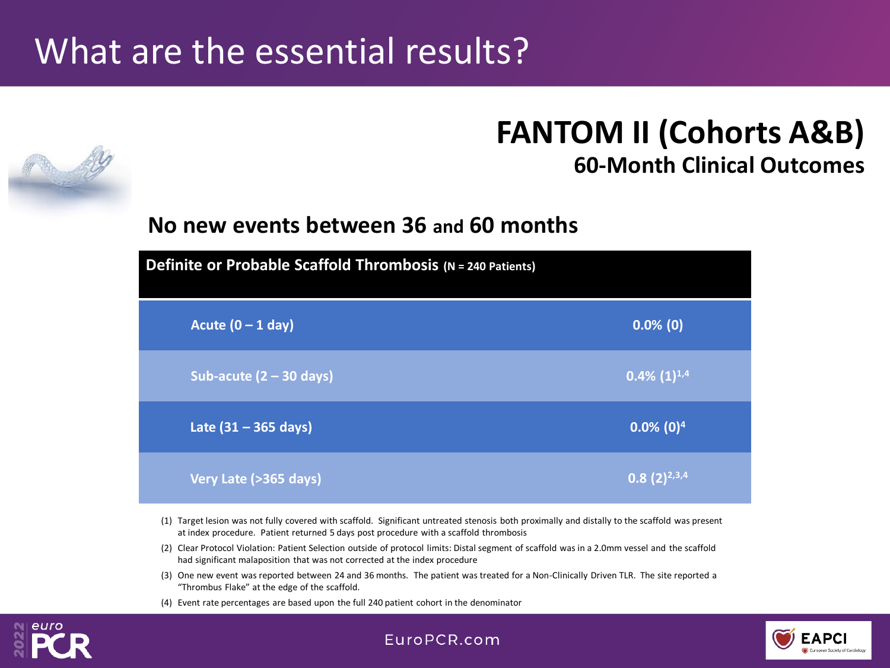# What are the essential results?

## FANTOM II (Cohorts A&B)

### 60-Month Clinical Outcomes

**No new events between 36 and 60 months**

| Definite or Probable Scaffold Thrombosis (N = 240 Patients) | |
|---|---|
| Acute (0 – 1 day) | 0.0% (0) |
| Sub-acute (2 – 30 days) | 0.4% (1)[1,4] |
| Late (31 – 365 days) | 0.0% (0)[4] |
| Very Late (>365 days) | 0.8 (2)[2,3,4] |

(1) Target lesion was not fully covered with scaffold. Significant untreated stenosis both proximally and distally to the scaffold was present at index procedure. Patient returned 5 days post procedure with a scaffold thrombosis

(2) Clear Protocol Violation: Patient Selection outside of protocol limits: Distal segment of scaffold was in a 2.0mm vessel and the scaffold had significant malaposition that was not corrected at the index procedure

(3) One new event was reported between 24 and 36 months. The patient was treated for a Non-Clinically Driven TLR. The site reported a "Thrombus Flake" at the edge of the scaffold.

(4) Event rate percentages are based upon the full 240 patient cohort in the denominator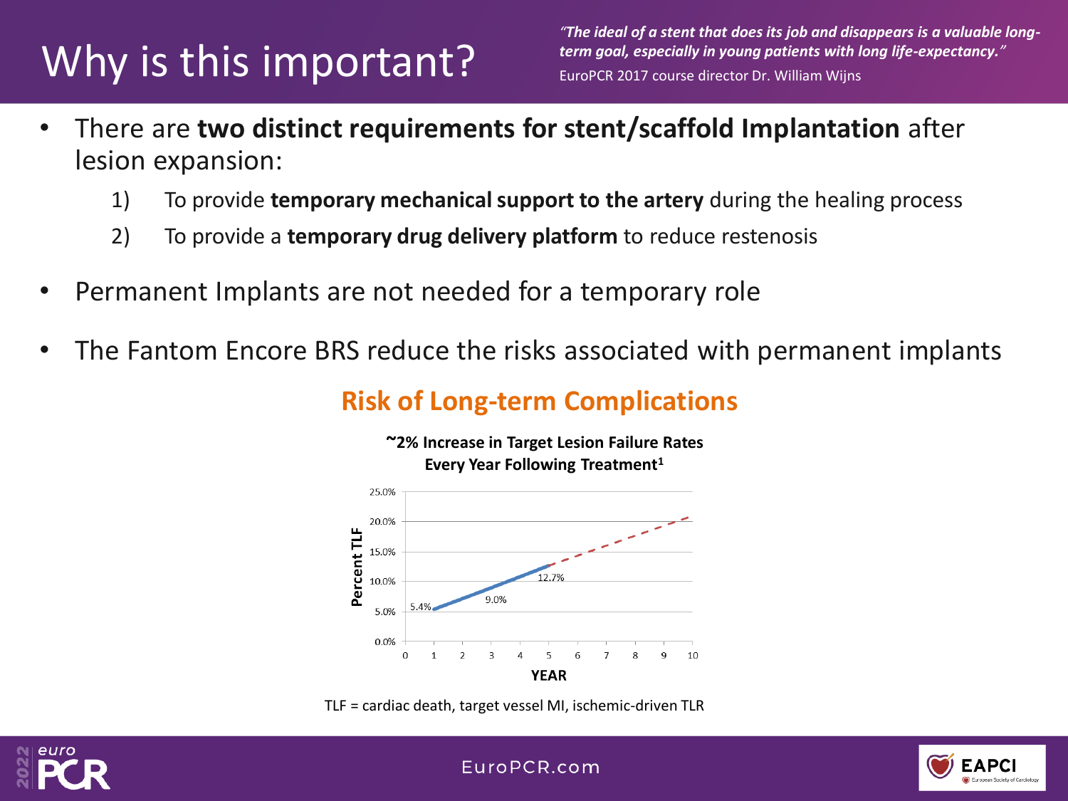# Why is this important?

*"The ideal of a stent that does its job and disappears is a valuable long-term goal, especially in young patients with long life-expectancy."*
EuroPCR 2017 course director Dr. William Wijns

- There are **two distinct requirements for stent/scaffold Implantation** after lesion expansion:
  1) To provide **temporary mechanical support to the artery** during the healing process
  2) To provide a **temporary drug delivery platform** to reduce restenosis
- Permanent Implants are not needed for a temporary role
- The Fantom Encore BRS reduce the risks associated with permanent implants

## Risk of Long-term Complications

**~2% Increase in Target Lesion Failure Rates Every Year Following Treatment[1]**

| YEAR | Percent TLF |
|---|---|
| 1 | 5.4% |
| 3 | 9.0% |
| 5 | 12.7% |

TLF = cardiac death, target vessel MI, ischemic-driven TLR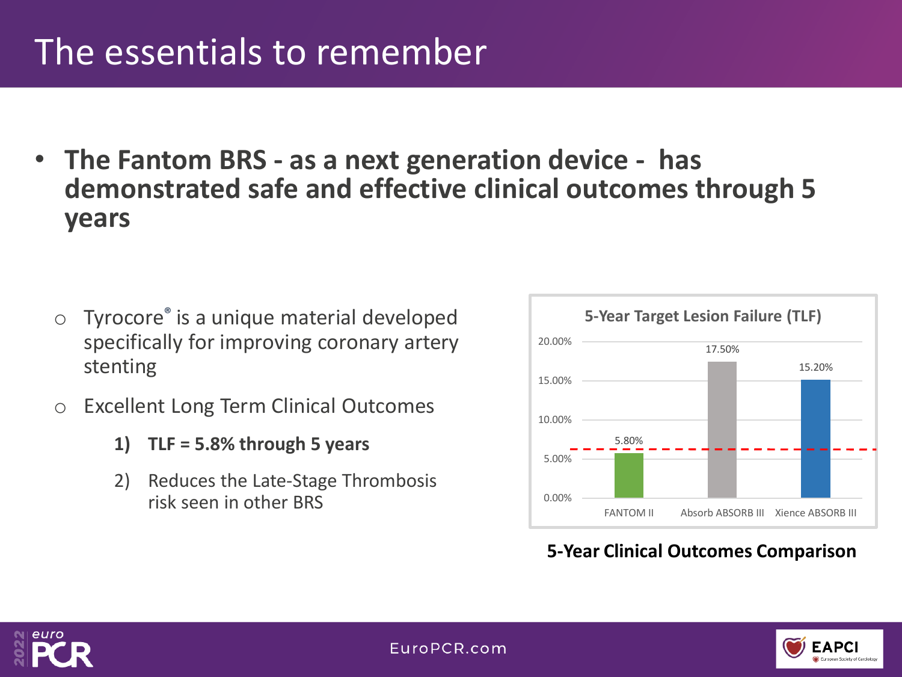# The essentials to remember

- **The Fantom BRS - as a next generation device - has demonstrated safe and effective clinical outcomes through 5 years**

  - Tyrocore® is a unique material developed specifically for improving coronary artery stenting
  - Excellent Long Term Clinical Outcomes
    1) **TLF = 5.8% through 5 years**
    2) Reduces the Late-Stage Thrombosis risk seen in other BRS

**5-Year Target Lesion Failure (TLF)**

| Device | 5-Year TLF |
|---|---|
| FANTOM II | 5.80% |
| Absorb ABSORB III | 17.50% |
| Xience ABSORB III | 15.20% |

**5-Year Clinical Outcomes Comparison**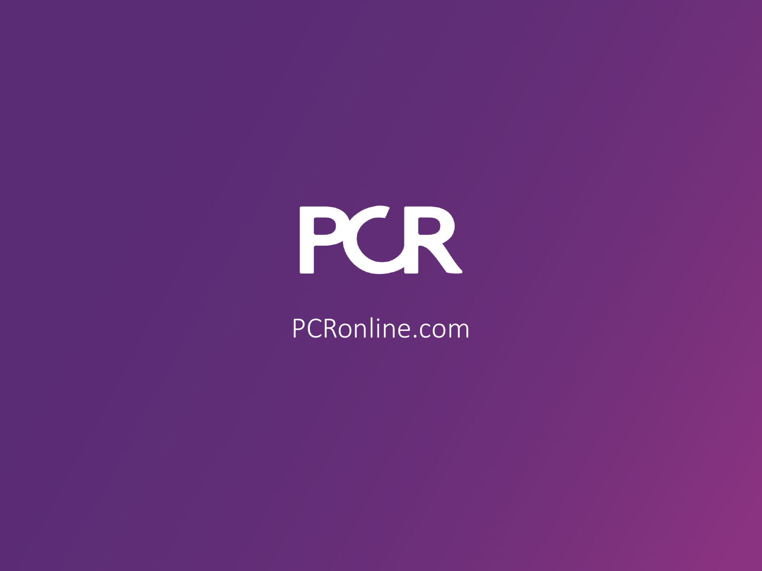PCR

PCRonline.com